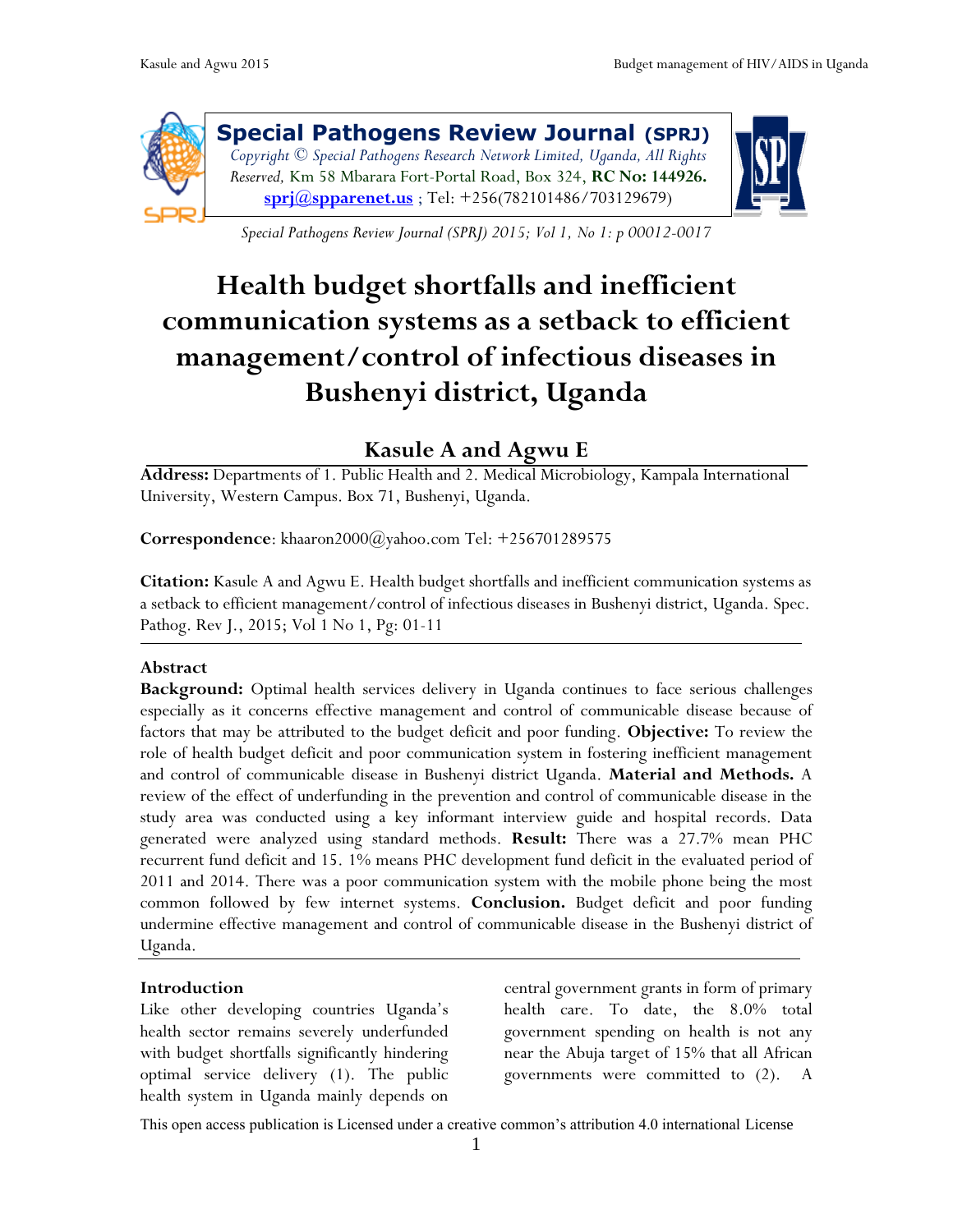**Special Pathogens Review Journal (SPRJ)**
*Copyright © Special Pathogens Research Network Limited, Uganda, All Rights Reserved,* Km 58 Mbarara Fort-Portal Road, Box 324, **RC No: 144926.** sprj@spparenet.us ; Tel: +256(782101486/703129679)

*Special Pathogens Review Journal (SPRJ) 2015; Vol 1, No 1: p 00012-0017*

# Health budget shortfalls and inefficient communication systems as a setback to efficient management/control of infectious diseases in Bushenyi district, Uganda

## Kasule A and Agwu E

**Address:** Departments of 1. Public Health and 2. Medical Microbiology, Kampala International University, Western Campus. Box 71, Bushenyi, Uganda.

**Correspondence**: khaaron2000@yahoo.com Tel: +256701289575

**Citation:** Kasule A and Agwu E. Health budget shortfalls and inefficient communication systems as a setback to efficient management/control of infectious diseases in Bushenyi district, Uganda. Spec. Pathog. Rev J., 2015; Vol 1 No 1, Pg: 01-11

### Abstract

**Background:** Optimal health services delivery in Uganda continues to face serious challenges especially as it concerns effective management and control of communicable disease because of factors that may be attributed to the budget deficit and poor funding. **Objective:** To review the role of health budget deficit and poor communication system in fostering inefficient management and control of communicable disease in Bushenyi district Uganda. **Material and Methods.** A review of the effect of underfunding in the prevention and control of communicable disease in the study area was conducted using a key informant interview guide and hospital records. Data generated were analyzed using standard methods. **Result:** There was a 27.7% mean PHC recurrent fund deficit and 15. 1% means PHC development fund deficit in the evaluated period of 2011 and 2014. There was a poor communication system with the mobile phone being the most common followed by few internet systems. **Conclusion.** Budget deficit and poor funding undermine effective management and control of communicable disease in the Bushenyi district of Uganda.

### Introduction

Like other developing countries Uganda's health sector remains severely underfunded with budget shortfalls significantly hindering optimal service delivery (1). The public health system in Uganda mainly depends on central government grants in form of primary health care. To date, the 8.0% total government spending on health is not any near the Abuja target of 15% that all African governments were committed to (2). A

This open access publication is Licensed under a creative common's attribution 4.0 international License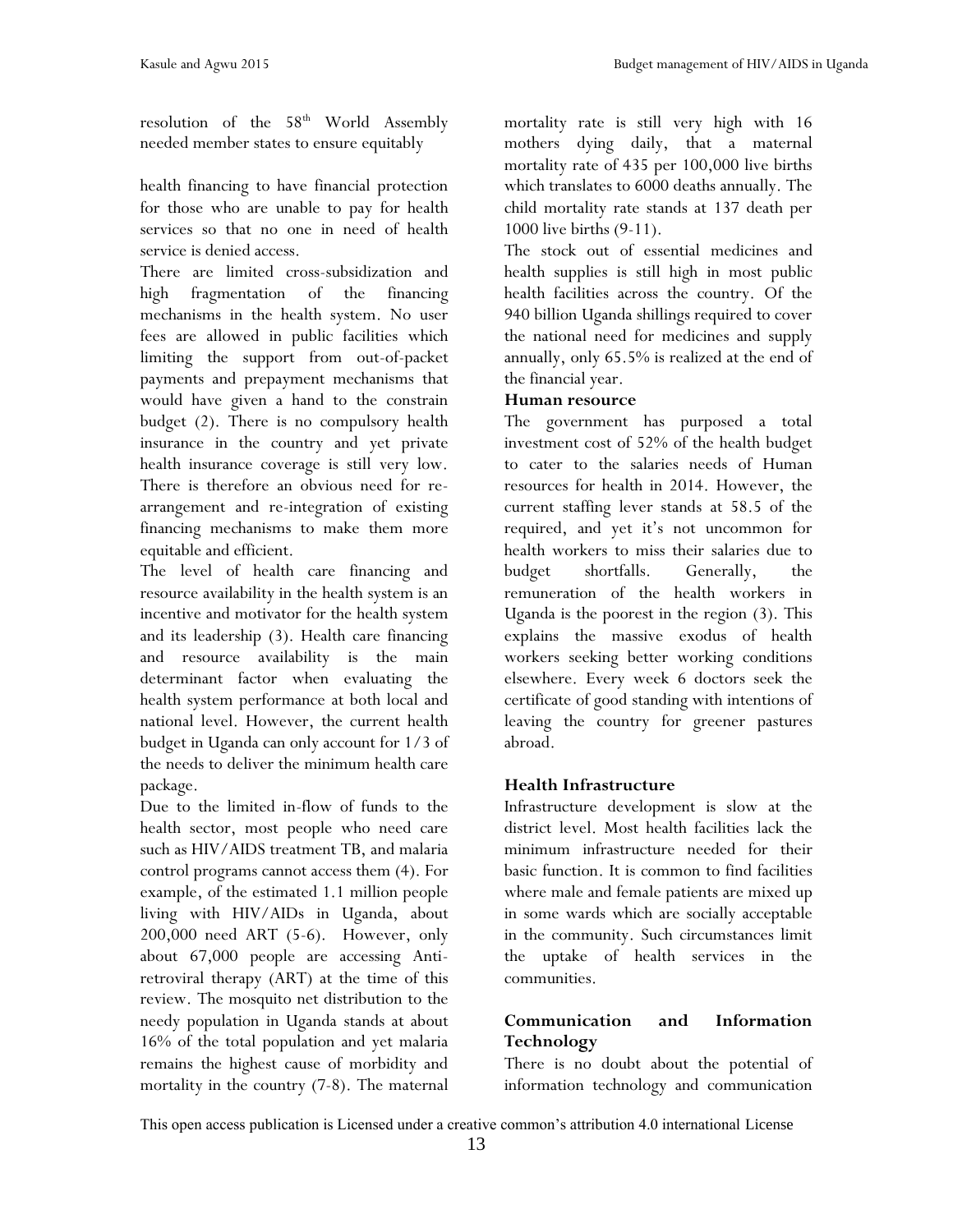resolution of the 58th World Assembly needed member states to ensure equitably

health financing to have financial protection for those who are unable to pay for health services so that no one in need of health service is denied access.

There are limited cross-subsidization and high fragmentation of the financing mechanisms in the health system. No user fees are allowed in public facilities which limiting the support from out-of-packet payments and prepayment mechanisms that would have given a hand to the constrain budget (2). There is no compulsory health insurance in the country and yet private health insurance coverage is still very low. There is therefore an obvious need for re-arrangement and re-integration of existing financing mechanisms to make them more equitable and efficient.

The level of health care financing and resource availability in the health system is an incentive and motivator for the health system and its leadership (3). Health care financing and resource availability is the main determinant factor when evaluating the health system performance at both local and national level. However, the current health budget in Uganda can only account for 1/3 of the needs to deliver the minimum health care package.

Due to the limited in-flow of funds to the health sector, most people who need care such as HIV/AIDS treatment TB, and malaria control programs cannot access them (4). For example, of the estimated 1.1 million people living with HIV/AIDs in Uganda, about 200,000 need ART (5-6). However, only about 67,000 people are accessing Anti-retroviral therapy (ART) at the time of this review. The mosquito net distribution to the needy population in Uganda stands at about 16% of the total population and yet malaria remains the highest cause of morbidity and mortality in the country (7-8). The maternal mortality rate is still very high with 16 mothers dying daily, that a maternal mortality rate of 435 per 100,000 live births which translates to 6000 deaths annually. The child mortality rate stands at 137 death per 1000 live births (9-11).

The stock out of essential medicines and health supplies is still high in most public health facilities across the country. Of the 940 billion Uganda shillings required to cover the national need for medicines and supply annually, only 65.5% is realized at the end of the financial year.

**Human resource**

The government has purposed a total investment cost of 52% of the health budget to cater to the salaries needs of Human resources for health in 2014. However, the current staffing lever stands at 58.5 of the required, and yet it's not uncommon for health workers to miss their salaries due to budget shortfalls. Generally, the remuneration of the health workers in Uganda is the poorest in the region (3). This explains the massive exodus of health workers seeking better working conditions elsewhere. Every week 6 doctors seek the certificate of good standing with intentions of leaving the country for greener pastures abroad.

**Health Infrastructure**

Infrastructure development is slow at the district level. Most health facilities lack the minimum infrastructure needed for their basic function. It is common to find facilities where male and female patients are mixed up in some wards which are socially acceptable in the community. Such circumstances limit the uptake of health services in the communities.

**Communication and Information Technology**

There is no doubt about the potential of information technology and communication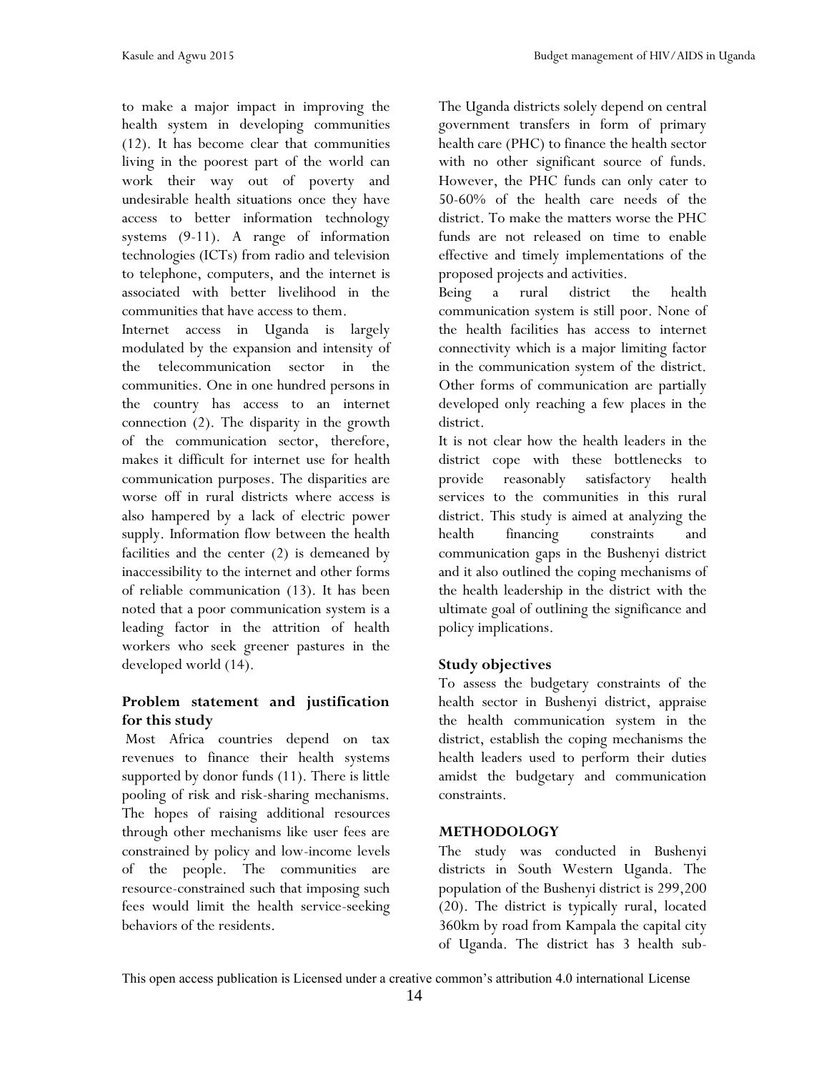to make a major impact in improving the health system in developing communities (12). It has become clear that communities living in the poorest part of the world can work their way out of poverty and undesirable health situations once they have access to better information technology systems (9-11). A range of information technologies (ICTs) from radio and television to telephone, computers, and the internet is associated with better livelihood in the communities that have access to them.

Internet access in Uganda is largely modulated by the expansion and intensity of the telecommunication sector in the communities. One in one hundred persons in the country has access to an internet connection (2). The disparity in the growth of the communication sector, therefore, makes it difficult for internet use for health communication purposes. The disparities are worse off in rural districts where access is also hampered by a lack of electric power supply. Information flow between the health facilities and the center (2) is demeaned by inaccessibility to the internet and other forms of reliable communication (13). It has been noted that a poor communication system is a leading factor in the attrition of health workers who seek greener pastures in the developed world (14).

## Problem statement and justification for this study

Most Africa countries depend on tax revenues to finance their health systems supported by donor funds (11). There is little pooling of risk and risk-sharing mechanisms. The hopes of raising additional resources through other mechanisms like user fees are constrained by policy and low-income levels of the people. The communities are resource-constrained such that imposing such fees would limit the health service-seeking behaviors of the residents.

The Uganda districts solely depend on central government transfers in form of primary health care (PHC) to finance the health sector with no other significant source of funds. However, the PHC funds can only cater to 50-60% of the health care needs of the district. To make the matters worse the PHC funds are not released on time to enable effective and timely implementations of the proposed projects and activities.

Being a rural district the health communication system is still poor. None of the health facilities has access to internet connectivity which is a major limiting factor in the communication system of the district. Other forms of communication are partially developed only reaching a few places in the district.

It is not clear how the health leaders in the district cope with these bottlenecks to provide reasonably satisfactory health services to the communities in this rural district. This study is aimed at analyzing the health financing constraints and communication gaps in the Bushenyi district and it also outlined the coping mechanisms of the health leadership in the district with the ultimate goal of outlining the significance and policy implications.

## Study objectives

To assess the budgetary constraints of the health sector in Bushenyi district, appraise the health communication system in the district, establish the coping mechanisms the health leaders used to perform their duties amidst the budgetary and communication constraints.

## METHODOLOGY

The study was conducted in Bushenyi districts in South Western Uganda. The population of the Bushenyi district is 299,200 (20). The district is typically rural, located 360km by road from Kampala the capital city of Uganda. The district has 3 health sub-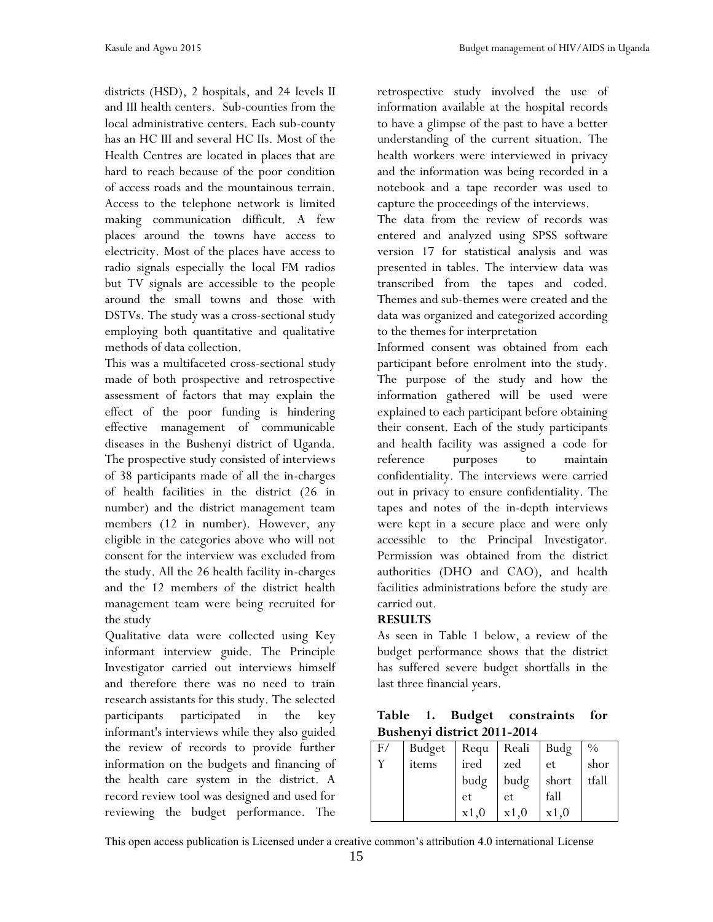districts (HSD), 2 hospitals, and 24 levels II and III health centers. Sub-counties from the local administrative centers. Each sub-county has an HC III and several HC IIs. Most of the Health Centres are located in places that are hard to reach because of the poor condition of access roads and the mountainous terrain. Access to the telephone network is limited making communication difficult. A few places around the towns have access to electricity. Most of the places have access to radio signals especially the local FM radios but TV signals are accessible to the people around the small towns and those with DSTVs. The study was a cross-sectional study employing both quantitative and qualitative methods of data collection.

This was a multifaceted cross-sectional study made of both prospective and retrospective assessment of factors that may explain the effect of the poor funding is hindering effective management of communicable diseases in the Bushenyi district of Uganda. The prospective study consisted of interviews of 38 participants made of all the in-charges of health facilities in the district (26 in number) and the district management team members (12 in number). However, any eligible in the categories above who will not consent for the interview was excluded from the study. All the 26 health facility in-charges and the 12 members of the district health management team were being recruited for the study

Qualitative data were collected using Key informant interview guide. The Principle Investigator carried out interviews himself and therefore there was no need to train research assistants for this study. The selected participants participated in the key informant's interviews while they also guided the review of records to provide further information on the budgets and financing of the health care system in the district. A record review tool was designed and used for reviewing the budget performance. The retrospective study involved the use of information available at the hospital records to have a glimpse of the past to have a better understanding of the current situation. The health workers were interviewed in privacy and the information was being recorded in a notebook and a tape recorder was used to capture the proceedings of the interviews.

The data from the review of records was entered and analyzed using SPSS software version 17 for statistical analysis and was presented in tables. The interview data was transcribed from the tapes and coded. Themes and sub-themes were created and the data was organized and categorized according to the themes for interpretation

Informed consent was obtained from each participant before enrolment into the study. The purpose of the study and how the information gathered will be used were explained to each participant before obtaining their consent. Each of the study participants and health facility was assigned a code for reference purposes to maintain confidentiality. The interviews were carried out in privacy to ensure confidentiality. The tapes and notes of the in-depth interviews were kept in a secure place and were only accessible to the Principal Investigator. Permission was obtained from the district authorities (DHO and CAO), and health facilities administrations before the study are carried out.

**RESULTS**

As seen in Table 1 below, a review of the budget performance shows that the district has suffered severe budget shortfalls in the last three financial years.

**Table 1. Budget constraints for Bushenyi district 2011-2014**

| F/Y | Budget items | Required budget x1,0 | Realized budget x1,0 | Budget shortfall x1,0 | % shortfall |
|---|---|---|---|---|---|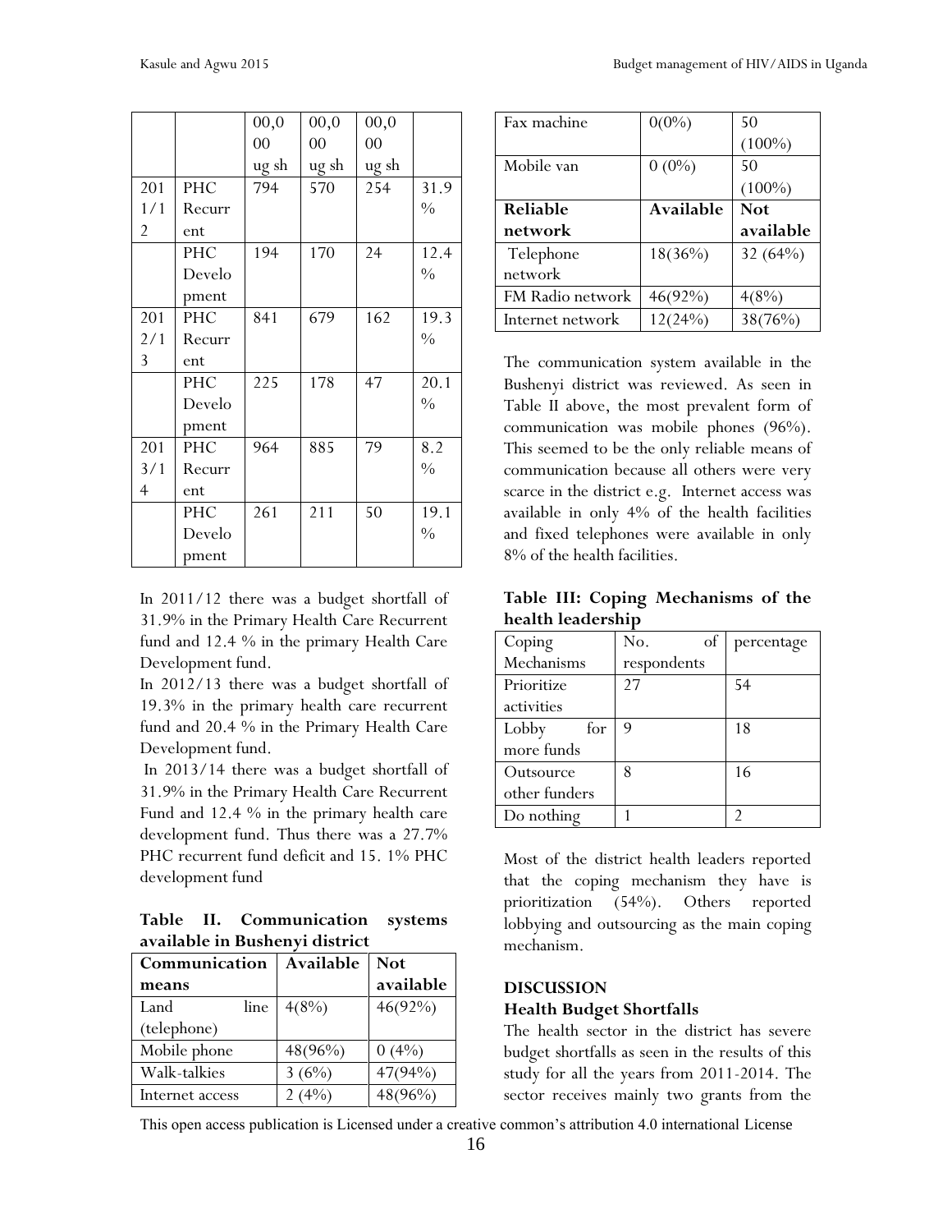| | | 00,000 ug sh | 00,000 ug sh | 00,000 ug sh | |
|---|---|---|---|---|---|
| 2011/12 | PHC Recurrent | 794 | 570 | 254 | 31.9 % |
| | PHC Development | 194 | 170 | 24 | 12.4 % |
| 2012/13 | PHC Recurrent | 841 | 679 | 162 | 19.3 % |
| | PHC Development | 225 | 178 | 47 | 20.1 % |
| 2013/14 | PHC Recurrent | 964 | 885 | 79 | 8.2 % |
| | PHC Development | 261 | 211 | 50 | 19.1 % |

In 2011/12 there was a budget shortfall of 31.9% in the Primary Health Care Recurrent fund and 12.4 % in the primary Health Care Development fund.

In 2012/13 there was a budget shortfall of 19.3% in the primary health care recurrent fund and 20.4 % in the Primary Health Care Development fund.

In 2013/14 there was a budget shortfall of 31.9% in the Primary Health Care Recurrent Fund and 12.4 % in the primary health care development fund. Thus there was a 27.7% PHC recurrent fund deficit and 15. 1% PHC development fund

**Table II. Communication systems available in Bushenyi district**

| Communication means | Available | Not available |
|---|---|---|
| Land line (telephone) | 4(8%) | 46(92%) |
| Mobile phone | 48(96%) | 0 (4%) |
| Walk-talkies | 3 (6%) | 47(94%) |
| Internet access | 2 (4%) | 48(96%) |
| Fax machine | 0(0%) | 50 (100%) |
| Mobile van | 0 (0%) | 50 (100%) |
| **Reliable network** | **Available** | **Not available** |
| Telephone network | 18(36%) | 32 (64%) |
| FM Radio network | 46(92%) | 4(8%) |
| Internet network | 12(24%) | 38(76%) |

The communication system available in the Bushenyi district was reviewed. As seen in Table II above, the most prevalent form of communication was mobile phones (96%). This seemed to be the only reliable means of communication because all others were very scarce in the district e.g. Internet access was available in only 4% of the health facilities and fixed telephones were available in only 8% of the health facilities.

**Table III: Coping Mechanisms of the health leadership**

| Coping Mechanisms | No. of respondents | percentage |
|---|---|---|
| Prioritize activities | 27 | 54 |
| Lobby for more funds | 9 | 18 |
| Outsource other funders | 8 | 16 |
| Do nothing | 1 | 2 |

Most of the district health leaders reported that the coping mechanism they have is prioritization (54%). Others reported lobbying and outsourcing as the main coping mechanism.

## DISCUSSION

### Health Budget Shortfalls

The health sector in the district has severe budget shortfalls as seen in the results of this study for all the years from 2011-2014. The sector receives mainly two grants from the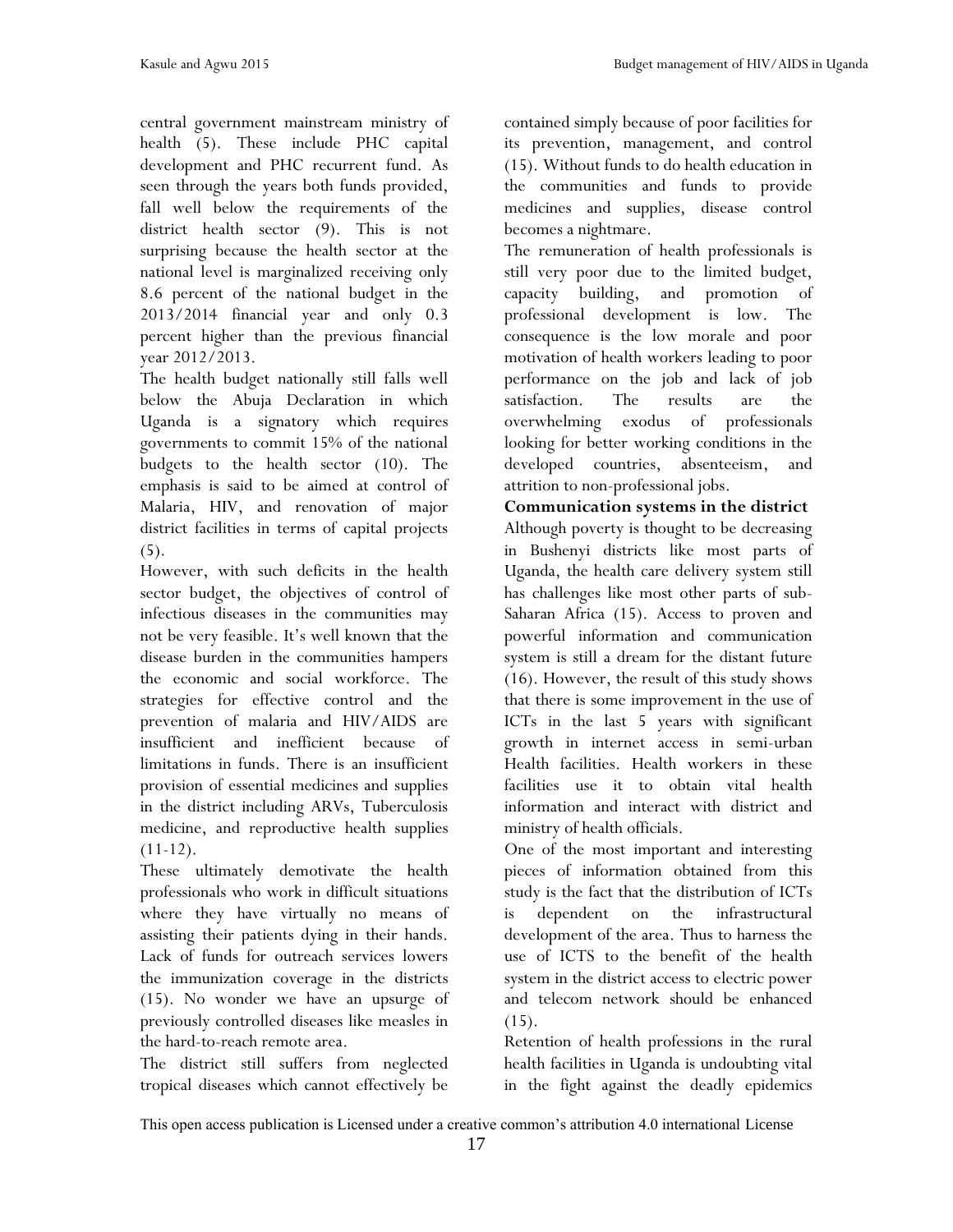central government mainstream ministry of health (5). These include PHC capital development and PHC recurrent fund. As seen through the years both funds provided, fall well below the requirements of the district health sector (9). This is not surprising because the health sector at the national level is marginalized receiving only 8.6 percent of the national budget in the 2013/2014 financial year and only 0.3 percent higher than the previous financial year 2012/2013.

The health budget nationally still falls well below the Abuja Declaration in which Uganda is a signatory which requires governments to commit 15% of the national budgets to the health sector (10). The emphasis is said to be aimed at control of Malaria, HIV, and renovation of major district facilities in terms of capital projects (5).

However, with such deficits in the health sector budget, the objectives of control of infectious diseases in the communities may not be very feasible. It's well known that the disease burden in the communities hampers the economic and social workforce. The strategies for effective control and the prevention of malaria and HIV/AIDS are insufficient and inefficient because of limitations in funds. There is an insufficient provision of essential medicines and supplies in the district including ARVs, Tuberculosis medicine, and reproductive health supplies (11-12).

These ultimately demotivate the health professionals who work in difficult situations where they have virtually no means of assisting their patients dying in their hands. Lack of funds for outreach services lowers the immunization coverage in the districts (15). No wonder we have an upsurge of previously controlled diseases like measles in the hard-to-reach remote area.

The district still suffers from neglected tropical diseases which cannot effectively be contained simply because of poor facilities for its prevention, management, and control (15). Without funds to do health education in the communities and funds to provide medicines and supplies, disease control becomes a nightmare.

The remuneration of health professionals is still very poor due to the limited budget, capacity building, and promotion of professional development is low. The consequence is the low morale and poor motivation of health workers leading to poor performance on the job and lack of job satisfaction. The results are the overwhelming exodus of professionals looking for better working conditions in the developed countries, absenteeism, and attrition to non-professional jobs.

**Communication systems in the district**

Although poverty is thought to be decreasing in Bushenyi districts like most parts of Uganda, the health care delivery system still has challenges like most other parts of sub-Saharan Africa (15). Access to proven and powerful information and communication system is still a dream for the distant future (16). However, the result of this study shows that there is some improvement in the use of ICTs in the last 5 years with significant growth in internet access in semi-urban Health facilities. Health workers in these facilities use it to obtain vital health information and interact with district and ministry of health officials.

One of the most important and interesting pieces of information obtained from this study is the fact that the distribution of ICTs is dependent on the infrastructural development of the area. Thus to harness the use of ICTS to the benefit of the health system in the district access to electric power and telecom network should be enhanced (15).

Retention of health professions in the rural health facilities in Uganda is undoubting vital in the fight against the deadly epidemics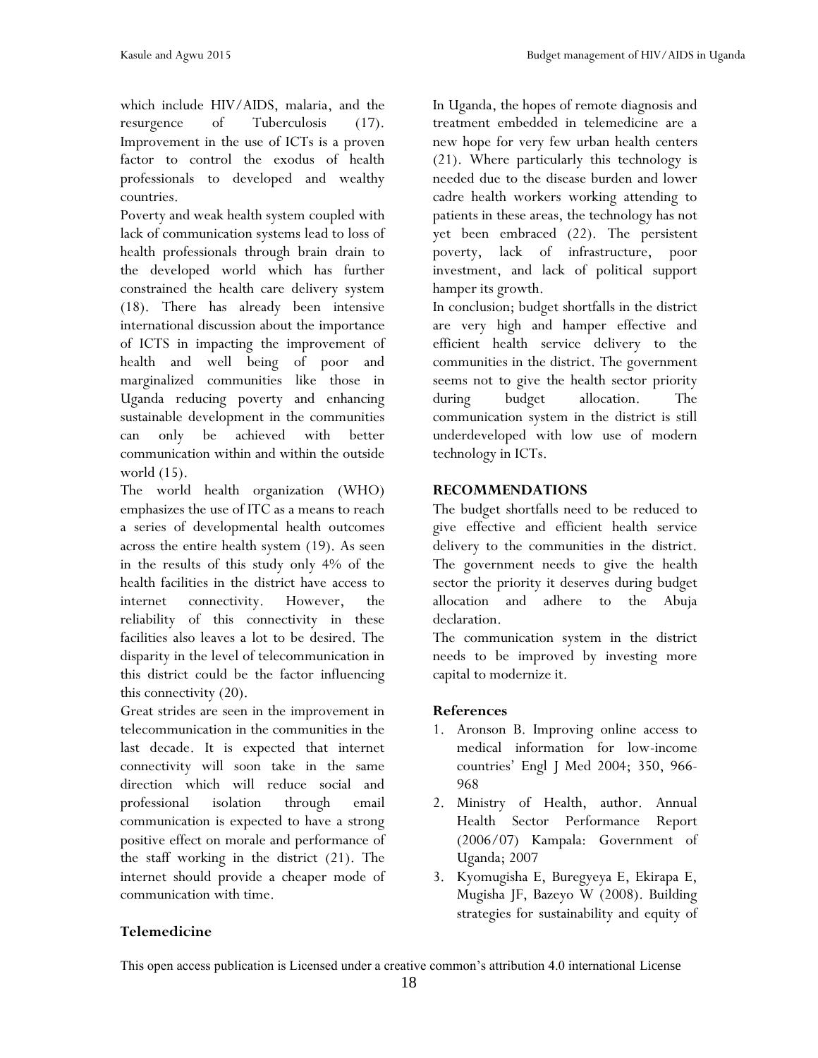which include HIV/AIDS, malaria, and the resurgence of Tuberculosis (17). Improvement in the use of ICTs is a proven factor to control the exodus of health professionals to developed and wealthy countries.

Poverty and weak health system coupled with lack of communication systems lead to loss of health professionals through brain drain to the developed world which has further constrained the health care delivery system (18). There has already been intensive international discussion about the importance of ICTS in impacting the improvement of health and well being of poor and marginalized communities like those in Uganda reducing poverty and enhancing sustainable development in the communities can only be achieved with better communication within and within the outside world (15).

The world health organization (WHO) emphasizes the use of ITC as a means to reach a series of developmental health outcomes across the entire health system (19). As seen in the results of this study only 4% of the health facilities in the district have access to internet connectivity. However, the reliability of this connectivity in these facilities also leaves a lot to be desired. The disparity in the level of telecommunication in this district could be the factor influencing this connectivity (20).

Great strides are seen in the improvement in telecommunication in the communities in the last decade. It is expected that internet connectivity will soon take in the same direction which will reduce social and professional isolation through email communication is expected to have a strong positive effect on morale and performance of the staff working in the district (21). The internet should provide a cheaper mode of communication with time.

**Telemedicine**

In Uganda, the hopes of remote diagnosis and treatment embedded in telemedicine are a new hope for very few urban health centers (21). Where particularly this technology is needed due to the disease burden and lower cadre health workers working attending to patients in these areas, the technology has not yet been embraced (22). The persistent poverty, lack of infrastructure, poor investment, and lack of political support hamper its growth.

In conclusion; budget shortfalls in the district are very high and hamper effective and efficient health service delivery to the communities in the district. The government seems not to give the health sector priority during budget allocation. The communication system in the district is still underdeveloped with low use of modern technology in ICTs.

## RECOMMENDATIONS

The budget shortfalls need to be reduced to give effective and efficient health service delivery to the communities in the district. The government needs to give the health sector the priority it deserves during budget allocation and adhere to the Abuja declaration.

The communication system in the district needs to be improved by investing more capital to modernize it.

## References

1. Aronson B. Improving online access to medical information for low-income countries' Engl J Med 2004; 350, 966-968
2. Ministry of Health, author. Annual Health Sector Performance Report (2006/07) Kampala: Government of Uganda; 2007
3. Kyomugisha E, Buregyeya E, Ekirapa E, Mugisha JF, Bazeyo W (2008). Building strategies for sustainability and equity of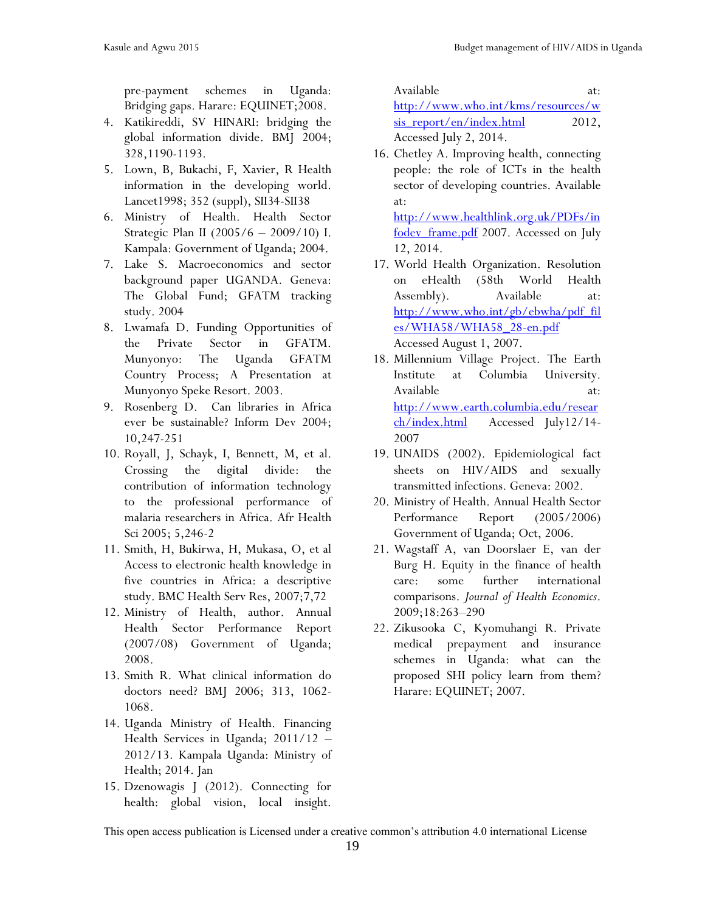pre-payment schemes in Uganda: Bridging gaps. Harare: EQUINET;2008.

4. Katikireddi, SV HINARI: bridging the global information divide. BMJ 2004; 328,1190-1193.
5. Lown, B, Bukachi, F, Xavier, R Health information in the developing world. Lancet1998; 352 (suppl), SII34-SII38
6. Ministry of Health. Health Sector Strategic Plan II (2005/6 – 2009/10) I. Kampala: Government of Uganda; 2004.
7. Lake S. Macroeconomics and sector background paper UGANDA. Geneva: The Global Fund; GFATM tracking study. 2004
8. Lwamafa D. Funding Opportunities of the Private Sector in GFATM. Munyonyo: The Uganda GFATM Country Process; A Presentation at Munyonyo Speke Resort. 2003.
9. Rosenberg D. Can libraries in Africa ever be sustainable? Inform Dev 2004; 10,247-251
10. Royall, J, Schayk, I, Bennett, M, et al. Crossing the digital divide: the contribution of information technology to the professional performance of malaria researchers in Africa. Afr Health Sci 2005; 5,246-2
11. Smith, H, Bukirwa, H, Mukasa, O, et al Access to electronic health knowledge in five countries in Africa: a descriptive study. BMC Health Serv Res, 2007;7,72
12. Ministry of Health, author. Annual Health Sector Performance Report (2007/08) Government of Uganda; 2008.
13. Smith R. What clinical information do doctors need? BMJ 2006; 313, 1062-1068.
14. Uganda Ministry of Health. Financing Health Services in Uganda; 2011/12 – 2012/13. Kampala Uganda: Ministry of Health; 2014. Jan
15. Dzenowagis J (2012). Connecting for health: global vision, local insight. Available at: http://www.who.int/kms/resources/wsis_report/en/index.html 2012, Accessed July 2, 2014.
16. Chetley A. Improving health, connecting people: the role of ICTs in the health sector of developing countries. Available at: http://www.healthlink.org.uk/PDFs/infodev_frame.pdf 2007. Accessed on July 12, 2014.
17. World Health Organization. Resolution on eHealth (58th World Health Assembly). Available at: http://www.who.int/gb/ebwha/pdf_files/WHA58/WHA58_28-en.pdf Accessed August 1, 2007.
18. Millennium Village Project. The Earth Institute at Columbia University. Available at: http://www.earth.columbia.edu/research/index.html Accessed July12/14-2007
19. UNAIDS (2002). Epidemiological fact sheets on HIV/AIDS and sexually transmitted infections. Geneva: 2002.
20. Ministry of Health. Annual Health Sector Performance Report (2005/2006) Government of Uganda; Oct, 2006.
21. Wagstaff A, van Doorslaer E, van der Burg H. Equity in the finance of health care: some further international comparisons. *Journal of Health Economics*. 2009;18:263–290
22. Zikusooka C, Kyomuhangi R. Private medical prepayment and insurance schemes in Uganda: what can the proposed SHI policy learn from them? Harare: EQUINET; 2007.

This open access publication is Licensed under a creative common's attribution 4.0 international License